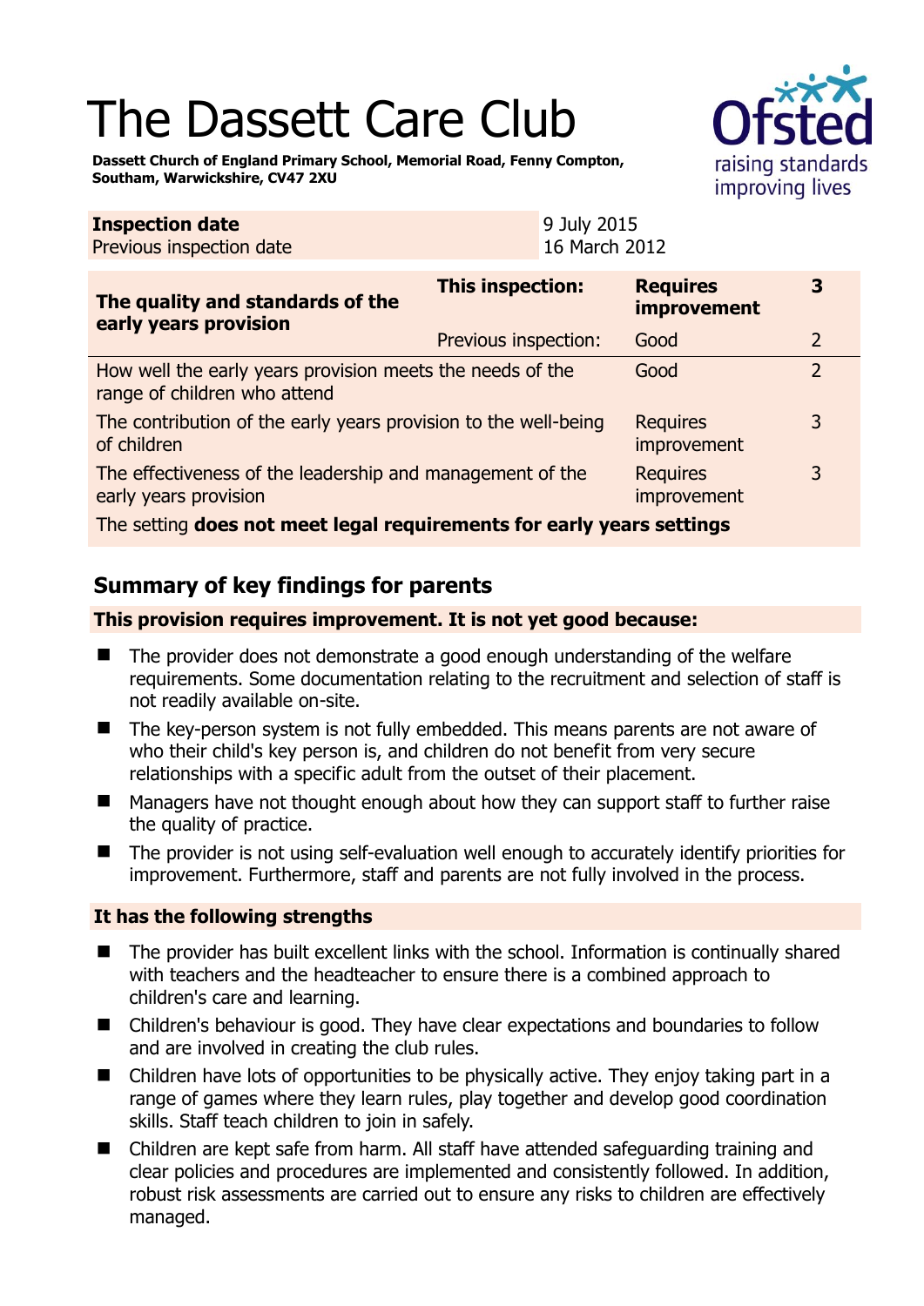# The Dassett Care Club

**Dassett Church of England Primary School, Memorial Road, Fenny Compton, Southam, Warwickshire, CV47 2XU**

| **Inspection date** | 9 July 2015 |
|---|---|
| Previous inspection date | 16 March 2012 |

| **The quality and standards of the early years provision** | **This inspection:** | **Requires improvement** | **3** |
|---|---|---|---|
| | Previous inspection: | Good | 2 |
| How well the early years provision meets the needs of the range of children who attend | | Good | 2 |
| The contribution of the early years provision to the well-being of children | | Requires improvement | 3 |
| The effectiveness of the leadership and management of the early years provision | | Requires improvement | 3 |
| The setting **does not meet legal requirements for early years settings** | | | |

## Summary of key findings for parents

**This provision requires improvement. It is not yet good because:**

- The provider does not demonstrate a good enough understanding of the welfare requirements. Some documentation relating to the recruitment and selection of staff is not readily available on-site.
- The key-person system is not fully embedded. This means parents are not aware of who their child's key person is, and children do not benefit from very secure relationships with a specific adult from the outset of their placement.
- Managers have not thought enough about how they can support staff to further raise the quality of practice.
- The provider is not using self-evaluation well enough to accurately identify priorities for improvement. Furthermore, staff and parents are not fully involved in the process.

**It has the following strengths**

- The provider has built excellent links with the school. Information is continually shared with teachers and the headteacher to ensure there is a combined approach to children's care and learning.
- Children's behaviour is good. They have clear expectations and boundaries to follow and are involved in creating the club rules.
- Children have lots of opportunities to be physically active. They enjoy taking part in a range of games where they learn rules, play together and develop good coordination skills. Staff teach children to join in safely.
- Children are kept safe from harm. All staff have attended safeguarding training and clear policies and procedures are implemented and consistently followed. In addition, robust risk assessments are carried out to ensure any risks to children are effectively managed.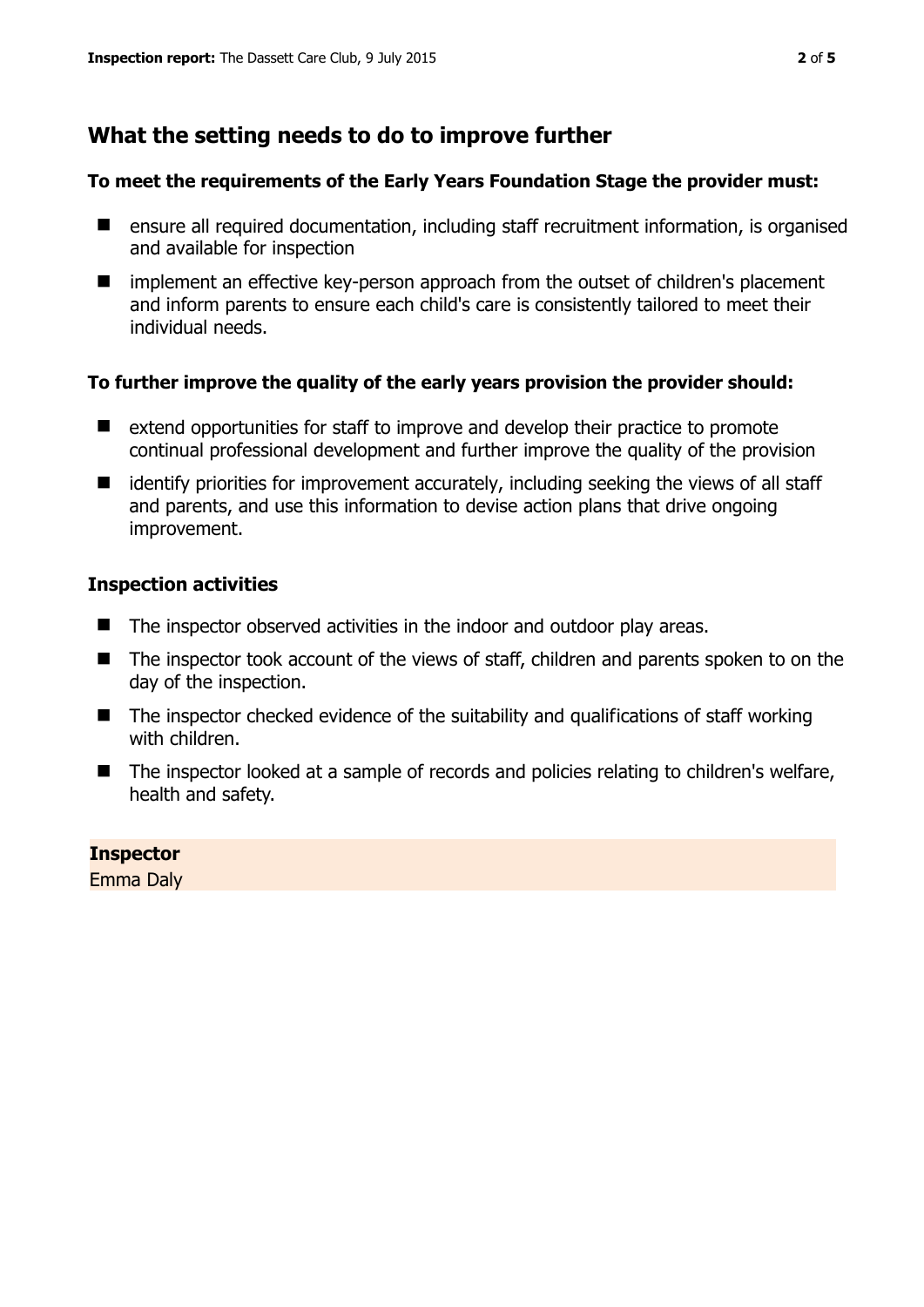## What the setting needs to do to improve further

**To meet the requirements of the Early Years Foundation Stage the provider must:**

- ensure all required documentation, including staff recruitment information, is organised and available for inspection
- implement an effective key-person approach from the outset of children's placement and inform parents to ensure each child's care is consistently tailored to meet their individual needs.

**To further improve the quality of the early years provision the provider should:**

- extend opportunities for staff to improve and develop their practice to promote continual professional development and further improve the quality of the provision
- identify priorities for improvement accurately, including seeking the views of all staff and parents, and use this information to devise action plans that drive ongoing improvement.

### Inspection activities

- The inspector observed activities in the indoor and outdoor play areas.
- The inspector took account of the views of staff, children and parents spoken to on the day of the inspection.
- The inspector checked evidence of the suitability and qualifications of staff working with children.
- The inspector looked at a sample of records and policies relating to children's welfare, health and safety.

**Inspector**
Emma Daly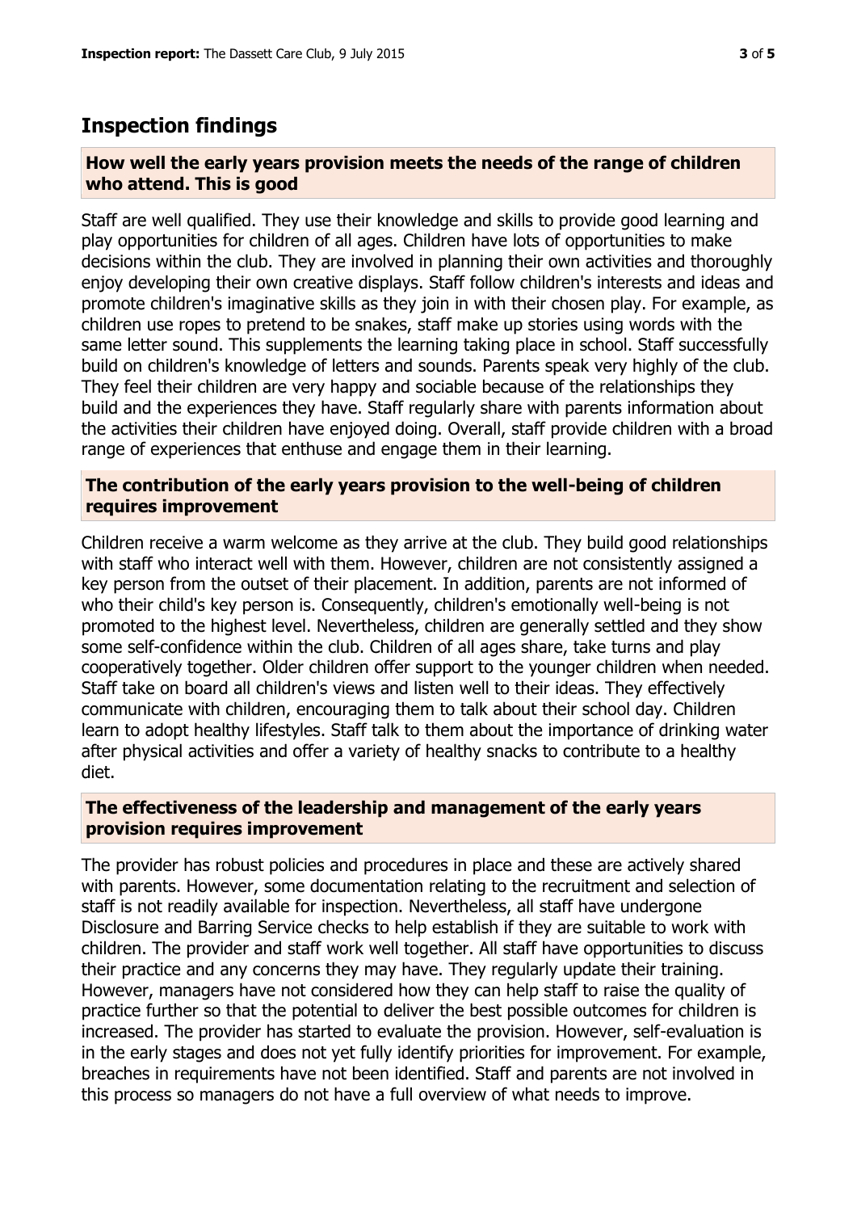## Inspection findings

### How well the early years provision meets the needs of the range of children who attend. This is good

Staff are well qualified. They use their knowledge and skills to provide good learning and play opportunities for children of all ages. Children have lots of opportunities to make decisions within the club. They are involved in planning their own activities and thoroughly enjoy developing their own creative displays. Staff follow children's interests and ideas and promote children's imaginative skills as they join in with their chosen play. For example, as children use ropes to pretend to be snakes, staff make up stories using words with the same letter sound. This supplements the learning taking place in school. Staff successfully build on children's knowledge of letters and sounds. Parents speak very highly of the club. They feel their children are very happy and sociable because of the relationships they build and the experiences they have. Staff regularly share with parents information about the activities their children have enjoyed doing. Overall, staff provide children with a broad range of experiences that enthuse and engage them in their learning.

### The contribution of the early years provision to the well-being of children requires improvement

Children receive a warm welcome as they arrive at the club. They build good relationships with staff who interact well with them. However, children are not consistently assigned a key person from the outset of their placement. In addition, parents are not informed of who their child's key person is. Consequently, children's emotionally well-being is not promoted to the highest level. Nevertheless, children are generally settled and they show some self-confidence within the club. Children of all ages share, take turns and play cooperatively together. Older children offer support to the younger children when needed. Staff take on board all children's views and listen well to their ideas. They effectively communicate with children, encouraging them to talk about their school day. Children learn to adopt healthy lifestyles. Staff talk to them about the importance of drinking water after physical activities and offer a variety of healthy snacks to contribute to a healthy diet.

### The effectiveness of the leadership and management of the early years provision requires improvement

The provider has robust policies and procedures in place and these are actively shared with parents. However, some documentation relating to the recruitment and selection of staff is not readily available for inspection. Nevertheless, all staff have undergone Disclosure and Barring Service checks to help establish if they are suitable to work with children. The provider and staff work well together. All staff have opportunities to discuss their practice and any concerns they may have. They regularly update their training. However, managers have not considered how they can help staff to raise the quality of practice further so that the potential to deliver the best possible outcomes for children is increased. The provider has started to evaluate the provision. However, self-evaluation is in the early stages and does not yet fully identify priorities for improvement. For example, breaches in requirements have not been identified. Staff and parents are not involved in this process so managers do not have a full overview of what needs to improve.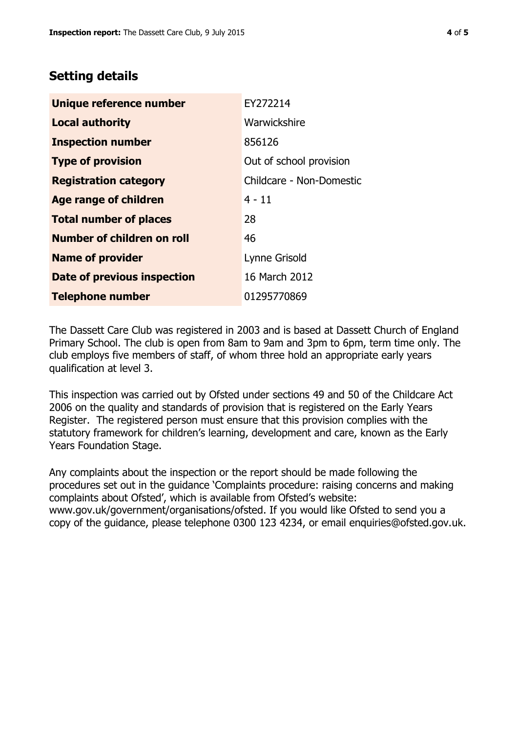## Setting details

| | |
|---|---|
| **Unique reference number** | EY272214 |
| **Local authority** | Warwickshire |
| **Inspection number** | 856126 |
| **Type of provision** | Out of school provision |
| **Registration category** | Childcare - Non-Domestic |
| **Age range of children** | 4 - 11 |
| **Total number of places** | 28 |
| **Number of children on roll** | 46 |
| **Name of provider** | Lynne Grisold |
| **Date of previous inspection** | 16 March 2012 |
| **Telephone number** | 01295770869 |

The Dassett Care Club was registered in 2003 and is based at Dassett Church of England Primary School. The club is open from 8am to 9am and 3pm to 6pm, term time only. The club employs five members of staff, of whom three hold an appropriate early years qualification at level 3.

This inspection was carried out by Ofsted under sections 49 and 50 of the Childcare Act 2006 on the quality and standards of provision that is registered on the Early Years Register. The registered person must ensure that this provision complies with the statutory framework for children's learning, development and care, known as the Early Years Foundation Stage.

Any complaints about the inspection or the report should be made following the procedures set out in the guidance 'Complaints procedure: raising concerns and making complaints about Ofsted', which is available from Ofsted's website: www.gov.uk/government/organisations/ofsted. If you would like Ofsted to send you a copy of the guidance, please telephone 0300 123 4234, or email enquiries@ofsted.gov.uk.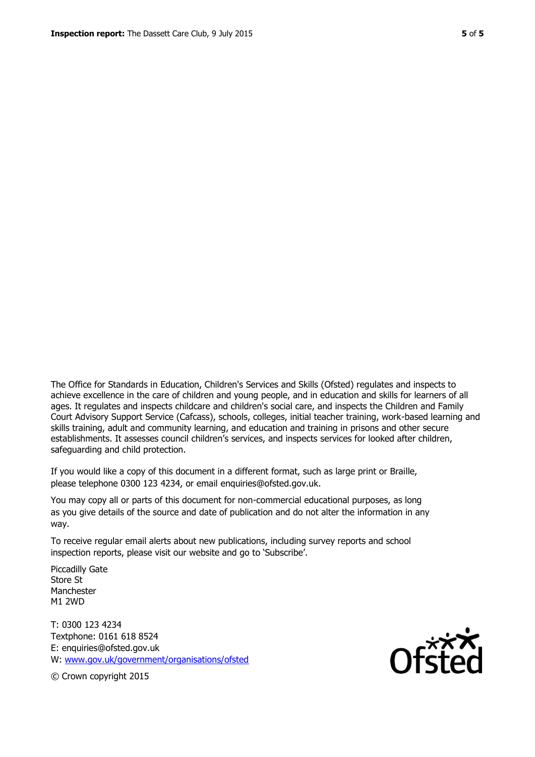The Office for Standards in Education, Children's Services and Skills (Ofsted) regulates and inspects to achieve excellence in the care of children and young people, and in education and skills for learners of all ages. It regulates and inspects childcare and children's social care, and inspects the Children and Family Court Advisory Support Service (Cafcass), schools, colleges, initial teacher training, work-based learning and skills training, adult and community learning, and education and training in prisons and other secure establishments. It assesses council children's services, and inspects services for looked after children, safeguarding and child protection.

If you would like a copy of this document in a different format, such as large print or Braille, please telephone 0300 123 4234, or email enquiries@ofsted.gov.uk.

You may copy all or parts of this document for non-commercial educational purposes, as long as you give details of the source and date of publication and do not alter the information in any way.

To receive regular email alerts about new publications, including survey reports and school inspection reports, please visit our website and go to 'Subscribe'.

Piccadilly Gate
Store St
Manchester
M1 2WD

T: 0300 123 4234
Textphone: 0161 618 8524
E: enquiries@ofsted.gov.uk
W: www.gov.uk/government/organisations/ofsted

© Crown copyright 2015